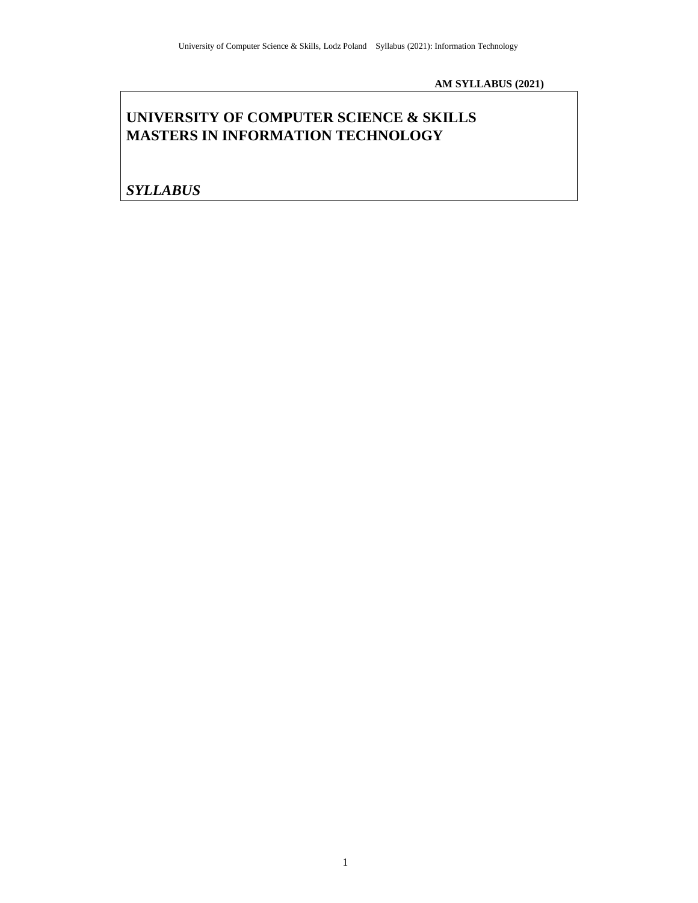**AM SYLLABUS (2021)**

# UNIVERSITY OF COMPUTER SCIENCE & SKILLS
# MASTERS IN INFORMATION TECHNOLOGY

***SYLLABUS***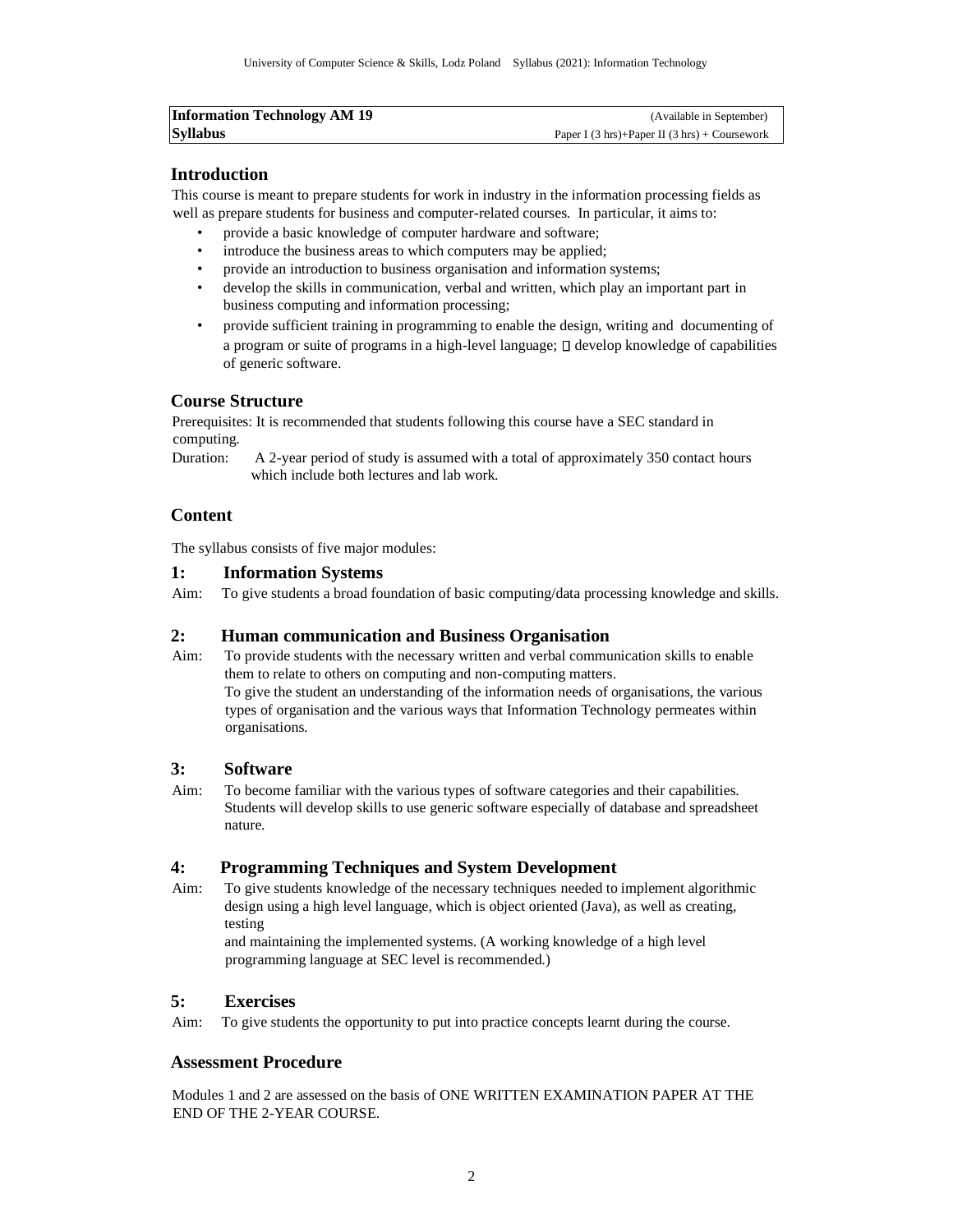| **Information Technology AM 19** | (Available in September) |
|---|---|
| **Syllabus** | Paper I (3 hrs)+Paper II (3 hrs) + Coursework |

## Introduction

This course is meant to prepare students for work in industry in the information processing fields as well as prepare students for business and computer-related courses. In particular, it aims to:

- provide a basic knowledge of computer hardware and software;
- introduce the business areas to which computers may be applied;
- provide an introduction to business organisation and information systems;
- develop the skills in communication, verbal and written, which play an important part in business computing and information processing;
- provide sufficient training in programming to enable the design, writing and documenting of a program or suite of programs in a high-level language;  develop knowledge of capabilities of generic software.

## Course Structure

Prerequisites: It is recommended that students following this course have a SEC standard in computing.

Duration: A 2-year period of study is assumed with a total of approximately 350 contact hours which include both lectures and lab work.

## Content

The syllabus consists of five major modules:

### 1: Information Systems

Aim: To give students a broad foundation of basic computing/data processing knowledge and skills.

### 2: Human communication and Business Organisation

Aim: To provide students with the necessary written and verbal communication skills to enable them to relate to others on computing and non-computing matters.
To give the student an understanding of the information needs of organisations, the various types of organisation and the various ways that Information Technology permeates within organisations.

### 3: Software

Aim: To become familiar with the various types of software categories and their capabilities. Students will develop skills to use generic software especially of database and spreadsheet nature.

### 4: Programming Techniques and System Development

Aim: To give students knowledge of the necessary techniques needed to implement algorithmic design using a high level language, which is object oriented (Java), as well as creating, testing
and maintaining the implemented systems. (A working knowledge of a high level programming language at SEC level is recommended.)

### 5: Exercises

Aim: To give students the opportunity to put into practice concepts learnt during the course.

## Assessment Procedure

Modules 1 and 2 are assessed on the basis of ONE WRITTEN EXAMINATION PAPER AT THE END OF THE 2-YEAR COURSE.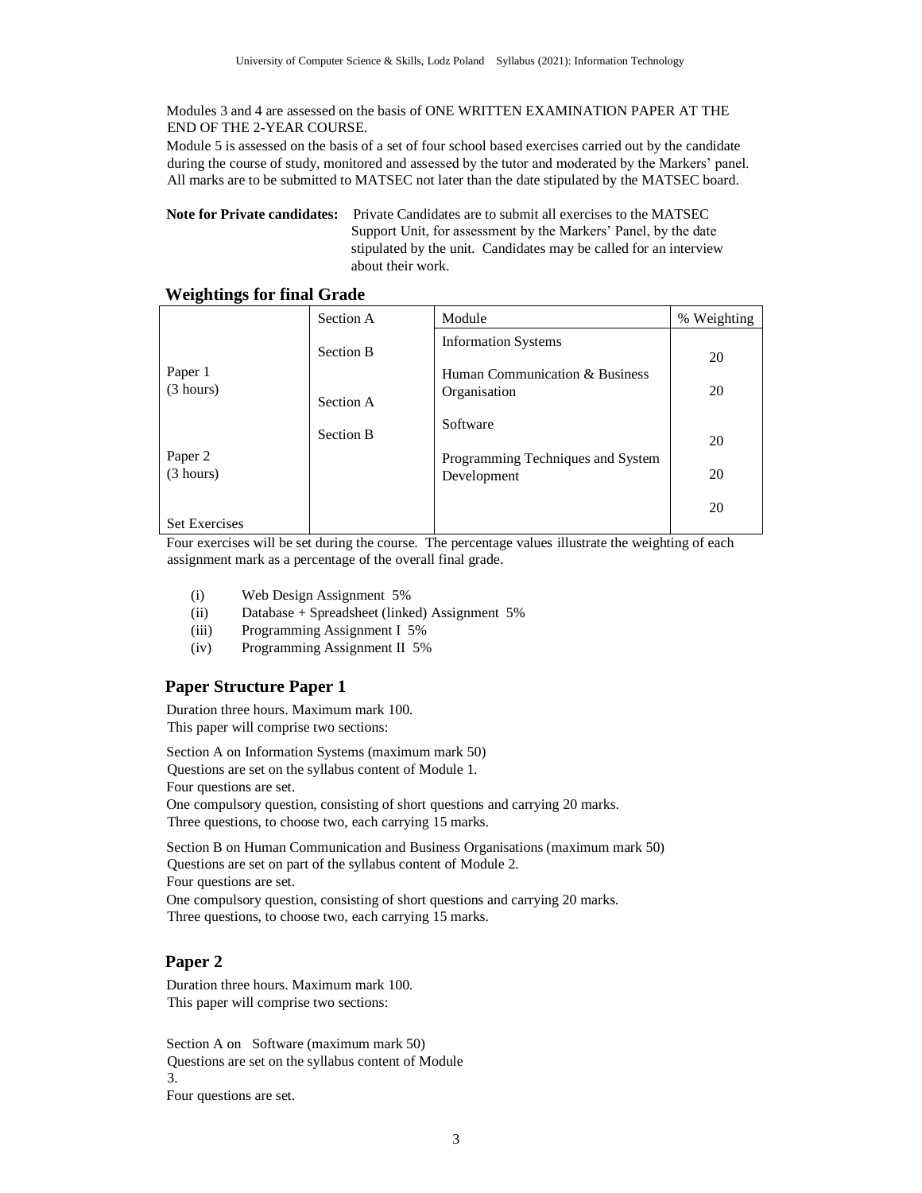Modules 3 and 4 are assessed on the basis of ONE WRITTEN EXAMINATION PAPER AT THE END OF THE 2-YEAR COURSE.

Module 5 is assessed on the basis of a set of four school based exercises carried out by the candidate during the course of study, monitored and assessed by the tutor and moderated by the Markers' panel. All marks are to be submitted to MATSEC not later than the date stipulated by the MATSEC board.

**Note for Private candidates:** Private Candidates are to submit all exercises to the MATSEC Support Unit, for assessment by the Markers' Panel, by the date stipulated by the unit. Candidates may be called for an interview about their work.

## Weightings for final Grade

| | | Module | % Weighting |
|---|---|---|---|
| Paper 1 (3 hours) | Section A | Information Systems | 20 |
| | Section B | Human Communication & Business Organisation | 20 |
| Paper 2 (3 hours) | Section A | Software | 20 |
| | Section B | Programming Techniques and System Development | 20 |
| Set Exercises | | | 20 |

Four exercises will be set during the course. The percentage values illustrate the weighting of each assignment mark as a percentage of the overall final grade.

(i) Web Design Assignment 5%
(ii) Database + Spreadsheet (linked) Assignment 5%
(iii) Programming Assignment I 5%
(iv) Programming Assignment II 5%

## Paper Structure Paper 1

Duration three hours. Maximum mark 100.
This paper will comprise two sections:

Section A on Information Systems (maximum mark 50)
Questions are set on the syllabus content of Module 1.
Four questions are set.
One compulsory question, consisting of short questions and carrying 20 marks.
Three questions, to choose two, each carrying 15 marks.

Section B on Human Communication and Business Organisations (maximum mark 50)
Questions are set on part of the syllabus content of Module 2.
Four questions are set.
One compulsory question, consisting of short questions and carrying 20 marks.
Three questions, to choose two, each carrying 15 marks.

## Paper 2

Duration three hours. Maximum mark 100.
This paper will comprise two sections:

Section A on Software (maximum mark 50)
Questions are set on the syllabus content of Module 3.
Four questions are set.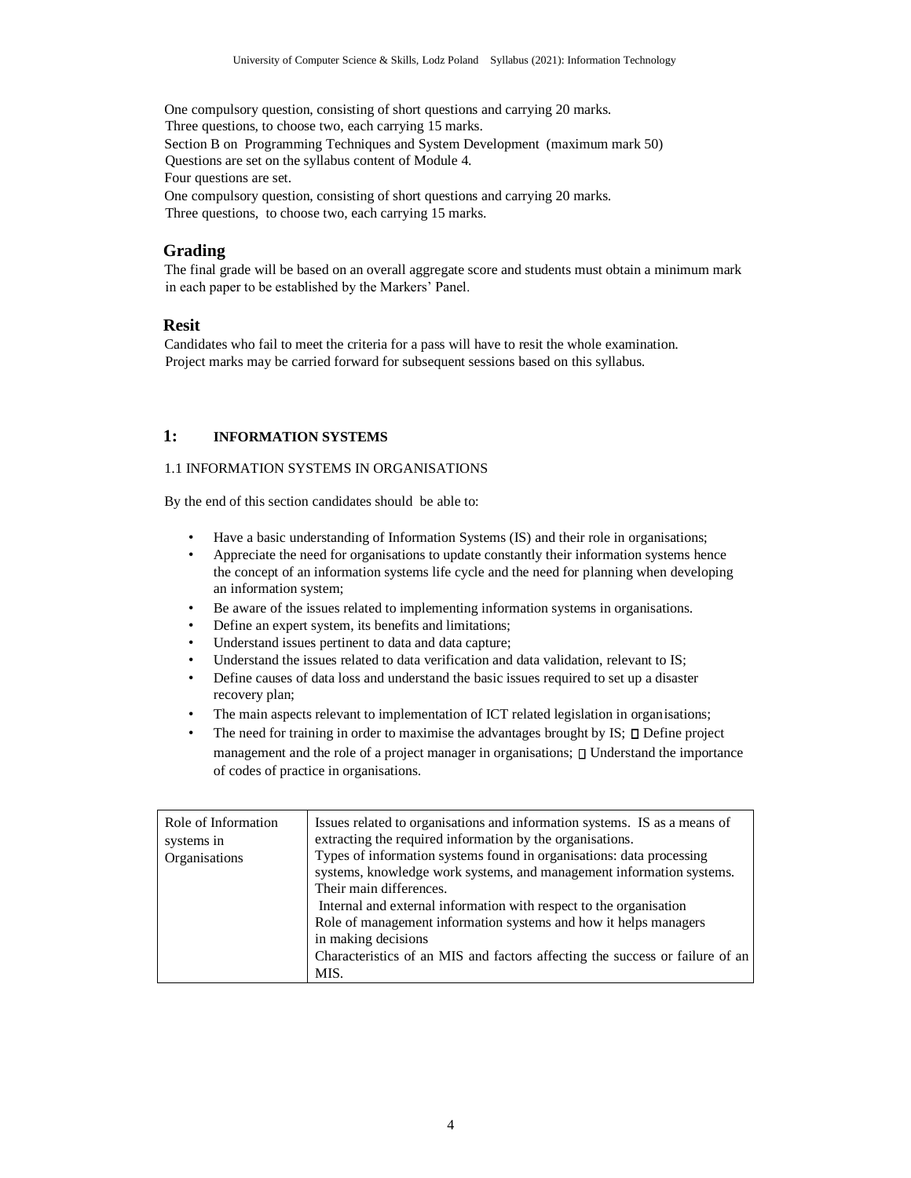One compulsory question, consisting of short questions and carrying 20 marks.
Three questions, to choose two, each carrying 15 marks.
Section B on Programming Techniques and System Development (maximum mark 50)
Questions are set on the syllabus content of Module 4.
Four questions are set.
One compulsory question, consisting of short questions and carrying 20 marks.
Three questions, to choose two, each carrying 15 marks.

## Grading

The final grade will be based on an overall aggregate score and students must obtain a minimum mark in each paper to be established by the Markers' Panel.

## Resit

Candidates who fail to meet the criteria for a pass will have to resit the whole examination. Project marks may be carried forward for subsequent sessions based on this syllabus.

## 1: INFORMATION SYSTEMS

### 1.1 INFORMATION SYSTEMS IN ORGANISATIONS

By the end of this section candidates should be able to:

- Have a basic understanding of Information Systems (IS) and their role in organisations;
- Appreciate the need for organisations to update constantly their information systems hence the concept of an information systems life cycle and the need for planning when developing an information system;
- Be aware of the issues related to implementing information systems in organisations.
- Define an expert system, its benefits and limitations;
- Understand issues pertinent to data and data capture;
- Understand the issues related to data verification and data validation, relevant to IS;
- Define causes of data loss and understand the basic issues required to set up a disaster recovery plan;
- The main aspects relevant to implementation of ICT related legislation in organisations;
- The need for training in order to maximise the advantages brought by IS;
- Define project management and the role of a project manager in organisations;
- Understand the importance of codes of practice in organisations.

| Role of Information systems in Organisations | Issues related to organisations and information systems. IS as a means of extracting the required information by the organisations.<br>Types of information systems found in organisations: data processing systems, knowledge work systems, and management information systems. Their main differences.<br>Internal and external information with respect to the organisation<br>Role of management information systems and how it helps managers in making decisions<br>Characteristics of an MIS and factors affecting the success or failure of an MIS. |
|---|---|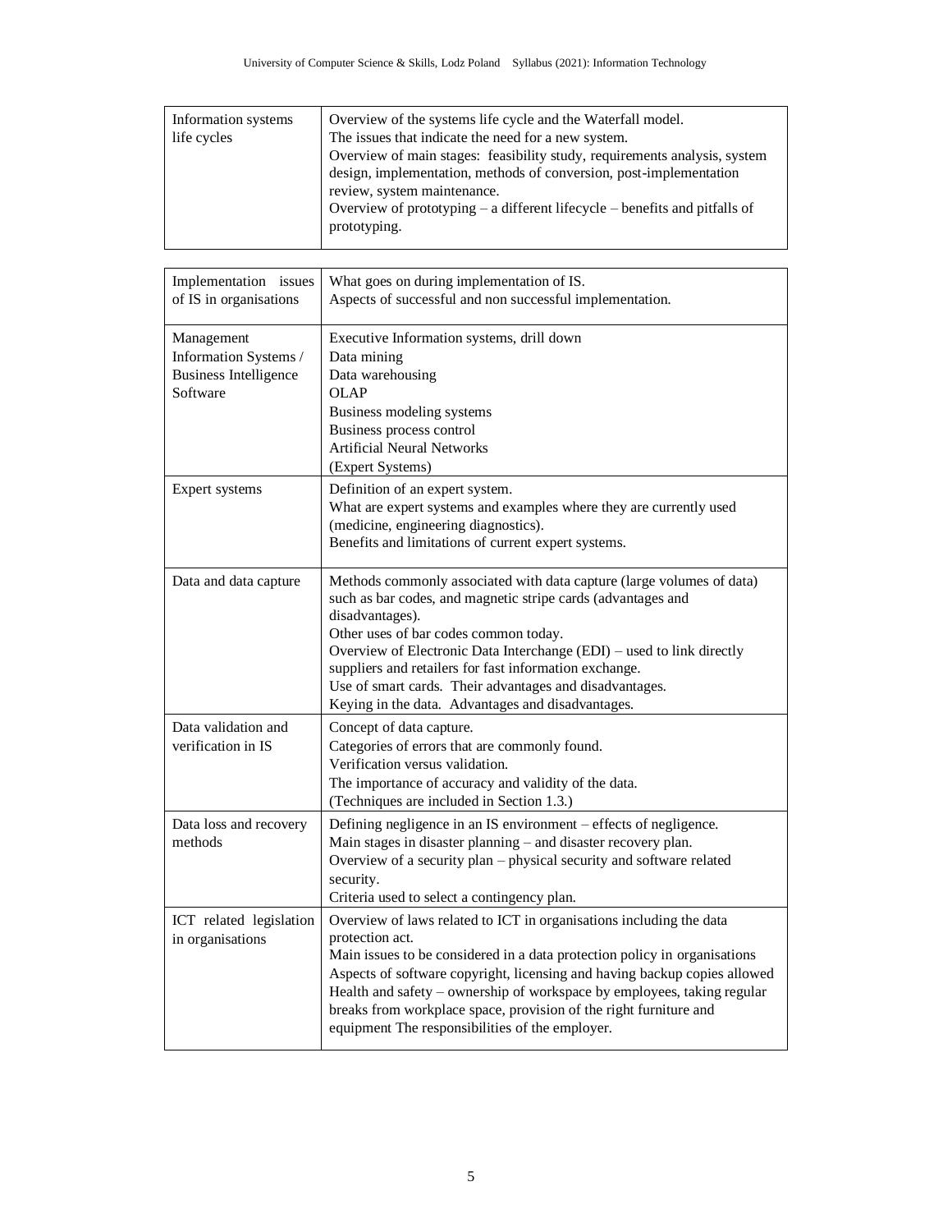| Information systems life cycles | Overview of the systems life cycle and the Waterfall model.<br>The issues that indicate the need for a new system.<br>Overview of main stages: feasibility study, requirements analysis, system design, implementation, methods of conversion, post-implementation review, system maintenance.<br>Overview of prototyping – a different lifecycle – benefits and pitfalls of prototyping. |
|---|---|

| Implementation issues of IS in organisations | What goes on during implementation of IS.<br>Aspects of successful and non successful implementation. |
|---|---|
| Management Information Systems / Business Intelligence Software | Executive Information systems, drill down<br>Data mining<br>Data warehousing<br>OLAP<br>Business modeling systems<br>Business process control<br>Artificial Neural Networks<br>(Expert Systems) |
| Expert systems | Definition of an expert system.<br>What are expert systems and examples where they are currently used (medicine, engineering diagnostics).<br>Benefits and limitations of current expert systems. |
| Data and data capture | Methods commonly associated with data capture (large volumes of data) such as bar codes, and magnetic stripe cards (advantages and disadvantages).<br>Other uses of bar codes common today.<br>Overview of Electronic Data Interchange (EDI) – used to link directly suppliers and retailers for fast information exchange.<br>Use of smart cards. Their advantages and disadvantages.<br>Keying in the data. Advantages and disadvantages. |
| Data validation and verification in IS | Concept of data capture.<br>Categories of errors that are commonly found.<br>Verification versus validation.<br>The importance of accuracy and validity of the data.<br>(Techniques are included in Section 1.3.) |
| Data loss and recovery methods | Defining negligence in an IS environment – effects of negligence.<br>Main stages in disaster planning – and disaster recovery plan.<br>Overview of a security plan – physical security and software related security.<br>Criteria used to select a contingency plan. |
| ICT related legislation in organisations | Overview of laws related to ICT in organisations including the data protection act.<br>Main issues to be considered in a data protection policy in organisations<br>Aspects of software copyright, licensing and having backup copies allowed<br>Health and safety – ownership of workspace by employees, taking regular breaks from workplace space, provision of the right furniture and equipment The responsibilities of the employer. |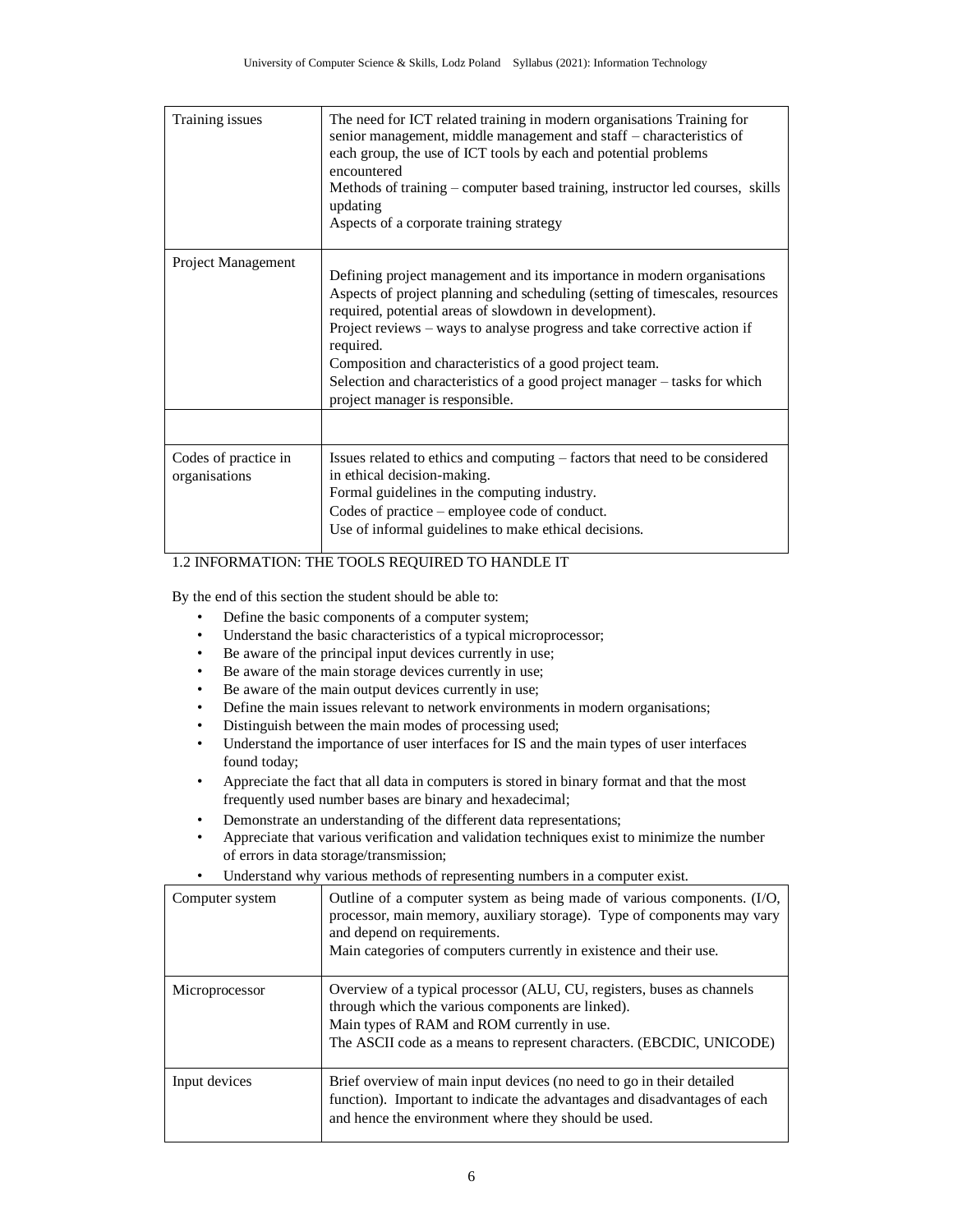| | |
|---|---|
| Training issues | The need for ICT related training in modern organisations Training for senior management, middle management and staff – characteristics of each group, the use of ICT tools by each and potential problems encountered<br>Methods of training – computer based training, instructor led courses, skills updating<br>Aspects of a corporate training strategy |
| Project Management | Defining project management and its importance in modern organisations<br>Aspects of project planning and scheduling (setting of timescales, resources required, potential areas of slowdown in development).<br>Project reviews – ways to analyse progress and take corrective action if required.<br>Composition and characteristics of a good project team.<br>Selection and characteristics of a good project manager – tasks for which project manager is responsible. |
| | |
| Codes of practice in organisations | Issues related to ethics and computing – factors that need to be considered in ethical decision-making.<br>Formal guidelines in the computing industry.<br>Codes of practice – employee code of conduct.<br>Use of informal guidelines to make ethical decisions. |

1.2 INFORMATION: THE TOOLS REQUIRED TO HANDLE IT

By the end of this section the student should be able to:

- Define the basic components of a computer system;
- Understand the basic characteristics of a typical microprocessor;
- Be aware of the principal input devices currently in use;
- Be aware of the main storage devices currently in use;
- Be aware of the main output devices currently in use;
- Define the main issues relevant to network environments in modern organisations;
- Distinguish between the main modes of processing used;
- Understand the importance of user interfaces for IS and the main types of user interfaces found today;
- Appreciate the fact that all data in computers is stored in binary format and that the most frequently used number bases are binary and hexadecimal;
- Demonstrate an understanding of the different data representations;
- Appreciate that various verification and validation techniques exist to minimize the number of errors in data storage/transmission;
- Understand why various methods of representing numbers in a computer exist.

| | |
|---|---|
| Computer system | Outline of a computer system as being made of various components. (I/O, processor, main memory, auxiliary storage). Type of components may vary and depend on requirements.<br>Main categories of computers currently in existence and their use. |
| Microprocessor | Overview of a typical processor (ALU, CU, registers, buses as channels through which the various components are linked).<br>Main types of RAM and ROM currently in use.<br>The ASCII code as a means to represent characters. (EBCDIC, UNICODE) |
| Input devices | Brief overview of main input devices (no need to go in their detailed function). Important to indicate the advantages and disadvantages of each and hence the environment where they should be used. |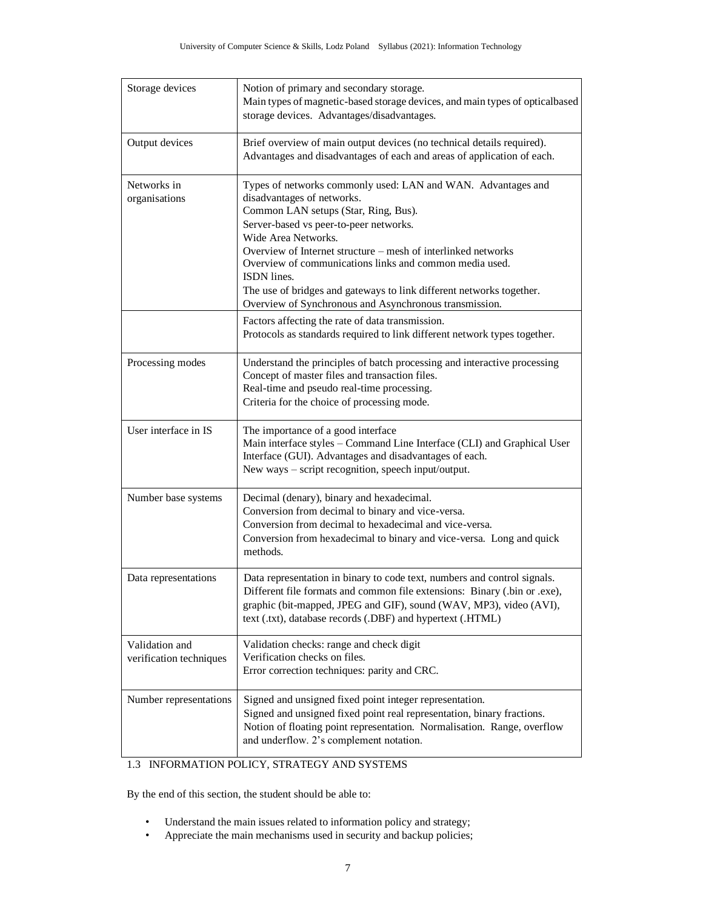| Storage devices | Notion of primary and secondary storage.<br>Main types of magnetic-based storage devices, and main types of opticalbased storage devices. Advantages/disadvantages. |
|---|---|
| Output devices | Brief overview of main output devices (no technical details required).<br>Advantages and disadvantages of each and areas of application of each. |
| Networks in organisations | Types of networks commonly used: LAN and WAN. Advantages and disadvantages of networks.<br>Common LAN setups (Star, Ring, Bus).<br>Server-based vs peer-to-peer networks.<br>Wide Area Networks.<br>Overview of Internet structure – mesh of interlinked networks<br>Overview of communications links and common media used.<br>ISDN lines.<br>The use of bridges and gateways to link different networks together.<br>Overview of Synchronous and Asynchronous transmission. |
| | Factors affecting the rate of data transmission.<br>Protocols as standards required to link different network types together. |
| Processing modes | Understand the principles of batch processing and interactive processing<br>Concept of master files and transaction files.<br>Real-time and pseudo real-time processing.<br>Criteria for the choice of processing mode. |
| User interface in IS | The importance of a good interface<br>Main interface styles – Command Line Interface (CLI) and Graphical User Interface (GUI). Advantages and disadvantages of each.<br>New ways – script recognition, speech input/output. |
| Number base systems | Decimal (denary), binary and hexadecimal.<br>Conversion from decimal to binary and vice-versa.<br>Conversion from decimal to hexadecimal and vice-versa.<br>Conversion from hexadecimal to binary and vice-versa. Long and quick methods. |
| Data representations | Data representation in binary to code text, numbers and control signals.<br>Different file formats and common file extensions: Binary (.bin or .exe), graphic (bit-mapped, JPEG and GIF), sound (WAV, MP3), video (AVI), text (.txt), database records (.DBF) and hypertext (.HTML) |
| Validation and verification techniques | Validation checks: range and check digit<br>Verification checks on files.<br>Error correction techniques: parity and CRC. |
| Number representations | Signed and unsigned fixed point integer representation.<br>Signed and unsigned fixed point real representation, binary fractions.<br>Notion of floating point representation. Normalisation. Range, overflow and underflow. 2's complement notation. |

## 1.3 INFORMATION POLICY, STRATEGY AND SYSTEMS

By the end of this section, the student should be able to:

- Understand the main issues related to information policy and strategy;
- Appreciate the main mechanisms used in security and backup policies;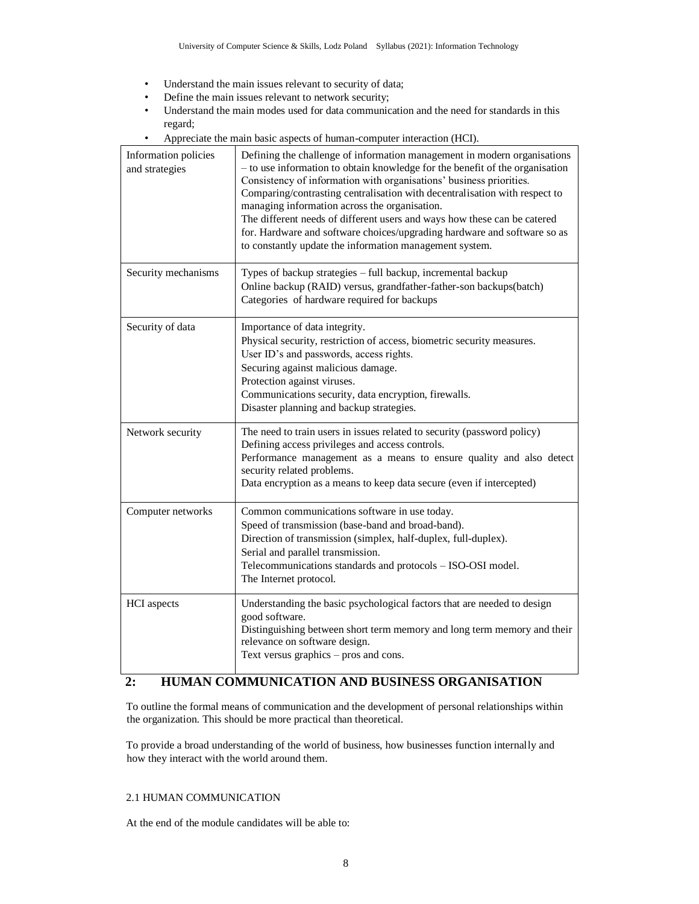- Understand the main issues relevant to security of data;
- Define the main issues relevant to network security;
- Understand the main modes used for data communication and the need for standards in this regard;
- Appreciate the main basic aspects of human-computer interaction (HCI).

| | |
|---|---|
| Information policies and strategies | Defining the challenge of information management in modern organisations – to use information to obtain knowledge for the benefit of the organisation Consistency of information with organisations' business priorities. Comparing/contrasting centralisation with decentralisation with respect to managing information across the organisation. The different needs of different users and ways how these can be catered for. Hardware and software choices/upgrading hardware and software so as to constantly update the information management system. |
| Security mechanisms | Types of backup strategies – full backup, incremental backup<br>Online backup (RAID) versus, grandfather-father-son backups(batch)<br>Categories of hardware required for backups |
| Security of data | Importance of data integrity.<br>Physical security, restriction of access, biometric security measures.<br>User ID's and passwords, access rights.<br>Securing against malicious damage.<br>Protection against viruses.<br>Communications security, data encryption, firewalls.<br>Disaster planning and backup strategies. |
| Network security | The need to train users in issues related to security (password policy)<br>Defining access privileges and access controls.<br>Performance management as a means to ensure quality and also detect security related problems.<br>Data encryption as a means to keep data secure (even if intercepted) |
| Computer networks | Common communications software in use today.<br>Speed of transmission (base-band and broad-band).<br>Direction of transmission (simplex, half-duplex, full-duplex).<br>Serial and parallel transmission.<br>Telecommunications standards and protocols – ISO-OSI model.<br>The Internet protocol. |
| HCI aspects | Understanding the basic psychological factors that are needed to design good software.<br>Distinguishing between short term memory and long term memory and their relevance on software design.<br>Text versus graphics – pros and cons. |

## 2: HUMAN COMMUNICATION AND BUSINESS ORGANISATION

To outline the formal means of communication and the development of personal relationships within the organization. This should be more practical than theoretical.

To provide a broad understanding of the world of business, how businesses function internally and how they interact with the world around them.

### 2.1 HUMAN COMMUNICATION

At the end of the module candidates will be able to: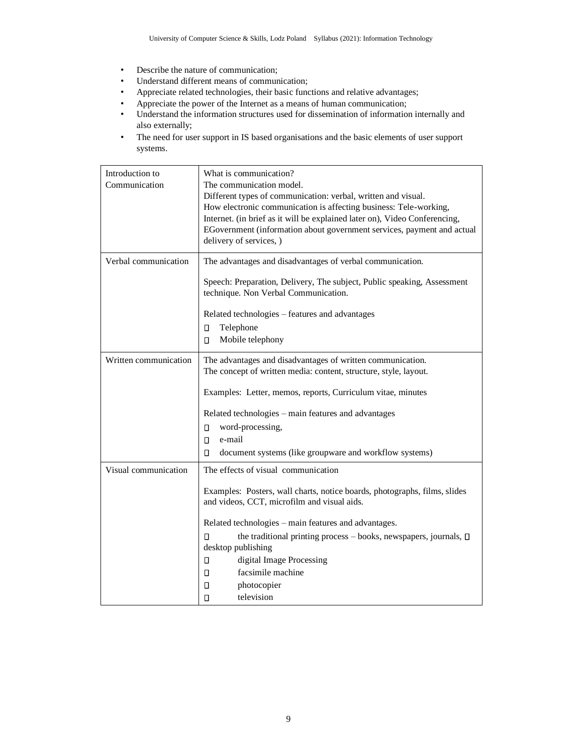- Describe the nature of communication;
- Understand different means of communication;
- Appreciate related technologies, their basic functions and relative advantages;
- Appreciate the power of the Internet as a means of human communication;
- Understand the information structures used for dissemination of information internally and also externally;
- The need for user support in IS based organisations and the basic elements of user support systems.

| | |
|---|---|
| Introduction to Communication | What is communication?<br>The communication model.<br>Different types of communication: verbal, written and visual.<br>How electronic communication is affecting business: Tele-working, Internet. (in brief as it will be explained later on), Video Conferencing, EGovernment (information about government services, payment and actual delivery of services, ) |
| Verbal communication | The advantages and disadvantages of verbal communication.<br><br>Speech: Preparation, Delivery, The subject, Public speaking, Assessment technique. Non Verbal Communication.<br><br>Related technologies – features and advantages<br>▯ Telephone<br>▯ Mobile telephony |
| Written communication | The advantages and disadvantages of written communication.<br>The concept of written media: content, structure, style, layout.<br><br>Examples: Letter, memos, reports, Curriculum vitae, minutes<br><br>Related technologies – main features and advantages<br>▯ word-processing,<br>▯ e-mail<br>▯ document systems (like groupware and workflow systems) |
| Visual communication | The effects of visual communication<br><br>Examples: Posters, wall charts, notice boards, photographs, films, slides and videos, CCT, microfilm and visual aids.<br><br>Related technologies – main features and advantages.<br>▯ the traditional printing process – books, newspapers, journals, ▯ desktop publishing<br>▯ digital Image Processing<br>▯ facsimile machine<br>▯ photocopier<br>▯ television |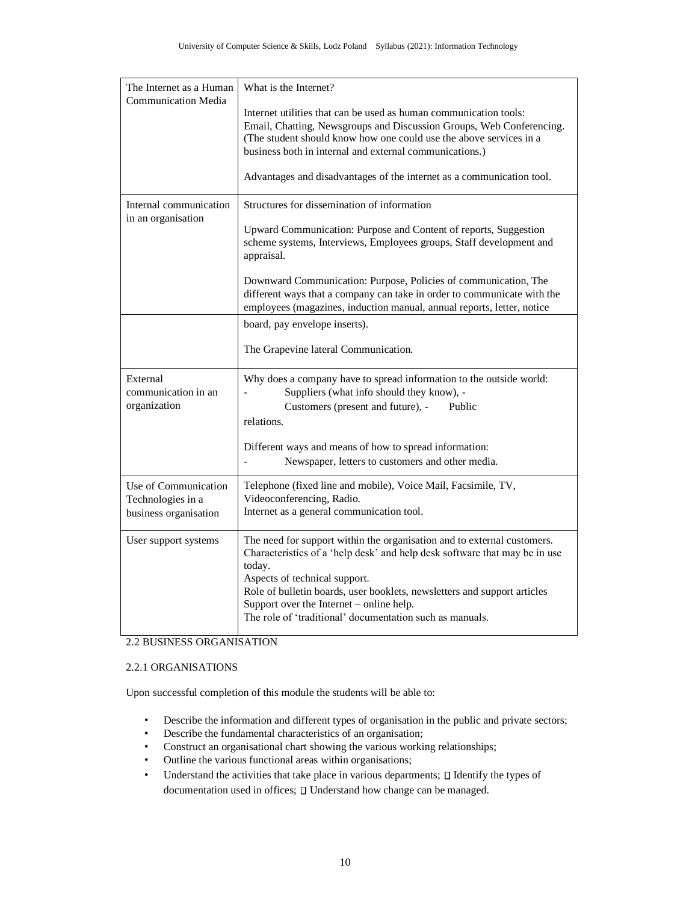| | |
|---|---|
| The Internet as a Human Communication Media | What is the Internet?<br><br>Internet utilities that can be used as human communication tools: Email, Chatting, Newsgroups and Discussion Groups, Web Conferencing. (The student should know how one could use the above services in a business both in internal and external communications.)<br><br>Advantages and disadvantages of the internet as a communication tool. |
| Internal communication in an organisation | Structures for dissemination of information<br><br>Upward Communication: Purpose and Content of reports, Suggestion scheme systems, Interviews, Employees groups, Staff development and appraisal.<br><br>Downward Communication: Purpose, Policies of communication, The different ways that a company can take in order to communicate with the employees (magazines, induction manual, annual reports, letter, notice board, pay envelope inserts).<br><br>The Grapevine lateral Communication. |
| External communication in an organization | Why does a company have to spread information to the outside world:<br>- Suppliers (what info should they know), - Customers (present and future), - Public relations.<br><br>Different ways and means of how to spread information:<br>- Newspaper, letters to customers and other media. |
| Use of Communication Technologies in a business organisation | Telephone (fixed line and mobile), Voice Mail, Facsimile, TV, Videoconferencing, Radio.<br>Internet as a general communication tool. |
| User support systems | The need for support within the organisation and to external customers.<br>Characteristics of a 'help desk' and help desk software that may be in use today.<br>Aspects of technical support.<br>Role of bulletin boards, user booklets, newsletters and support articles<br>Support over the Internet – online help.<br>The role of 'traditional' documentation such as manuals. |

## 2.2 BUSINESS ORGANISATION

### 2.2.1 ORGANISATIONS

Upon successful completion of this module the students will be able to:

- Describe the information and different types of organisation in the public and private sectors;
- Describe the fundamental characteristics of an organisation;
- Construct an organisational chart showing the various working relationships;
- Outline the various functional areas within organisations;
- Understand the activities that take place in various departments;  Identify the types of documentation used in offices;  Understand how change can be managed.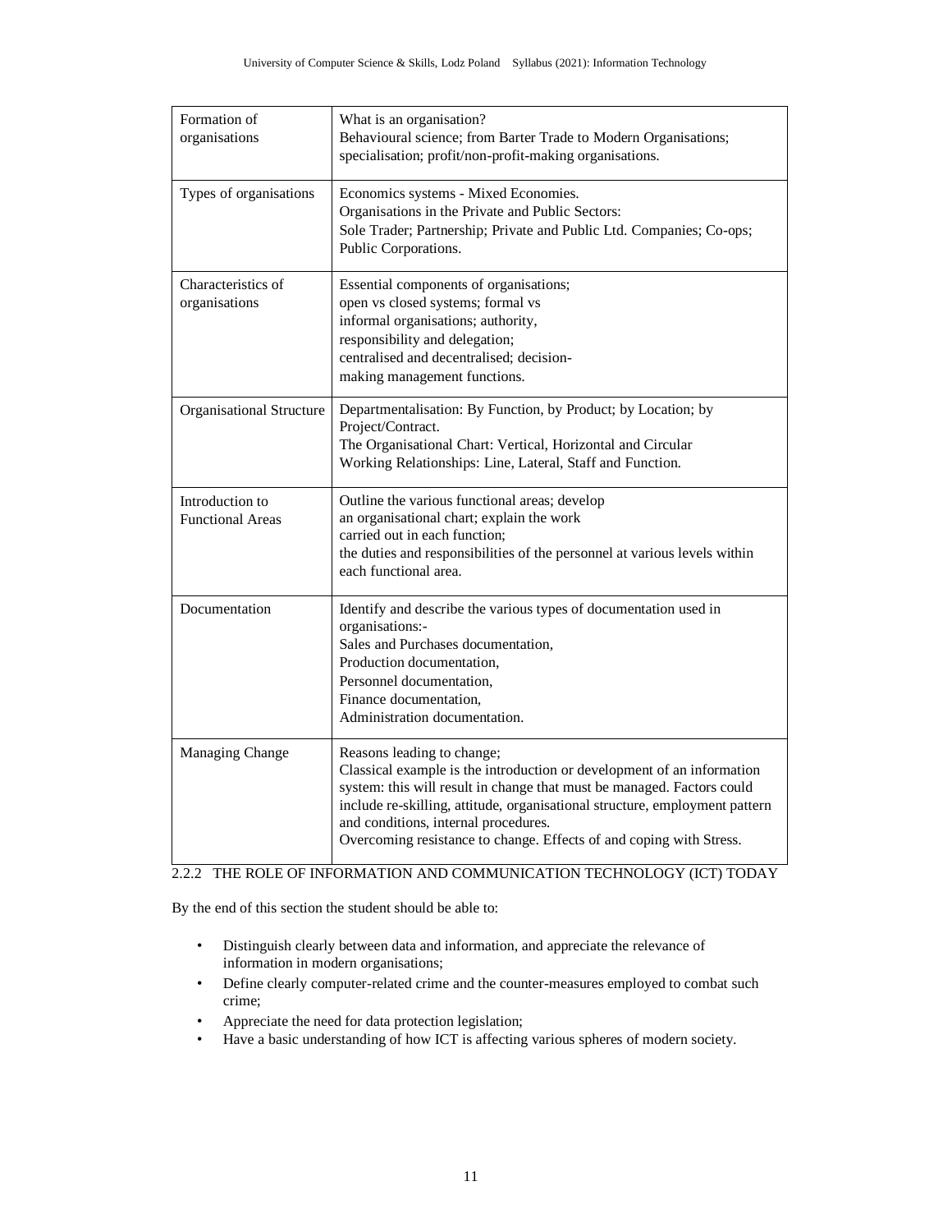| | |
|---|---|
| Formation of organisations | What is an organisation?<br>Behavioural science; from Barter Trade to Modern Organisations; specialisation; profit/non-profit-making organisations. |
| Types of organisations | Economics systems - Mixed Economies.<br>Organisations in the Private and Public Sectors:<br>Sole Trader; Partnership; Private and Public Ltd. Companies; Co-ops; Public Corporations. |
| Characteristics of organisations | Essential components of organisations;<br>open vs closed systems; formal vs informal organisations; authority, responsibility and delegation;<br>centralised and decentralised; decision-making management functions. |
| Organisational Structure | Departmentalisation: By Function, by Product; by Location; by Project/Contract.<br>The Organisational Chart: Vertical, Horizontal and Circular<br>Working Relationships: Line, Lateral, Staff and Function. |
| Introduction to Functional Areas | Outline the various functional areas; develop an organisational chart; explain the work carried out in each function;<br>the duties and responsibilities of the personnel at various levels within each functional area. |
| Documentation | Identify and describe the various types of documentation used in organisations:-<br>Sales and Purchases documentation,<br>Production documentation,<br>Personnel documentation,<br>Finance documentation,<br>Administration documentation. |
| Managing Change | Reasons leading to change;<br>Classical example is the introduction or development of an information system: this will result in change that must be managed. Factors could include re-skilling, attitude, organisational structure, employment pattern and conditions, internal procedures.<br>Overcoming resistance to change. Effects of and coping with Stress. |

### 2.2.2 THE ROLE OF INFORMATION AND COMMUNICATION TECHNOLOGY (ICT) TODAY

By the end of this section the student should be able to:

- Distinguish clearly between data and information, and appreciate the relevance of information in modern organisations;
- Define clearly computer-related crime and the counter-measures employed to combat such crime;
- Appreciate the need for data protection legislation;
- Have a basic understanding of how ICT is affecting various spheres of modern society.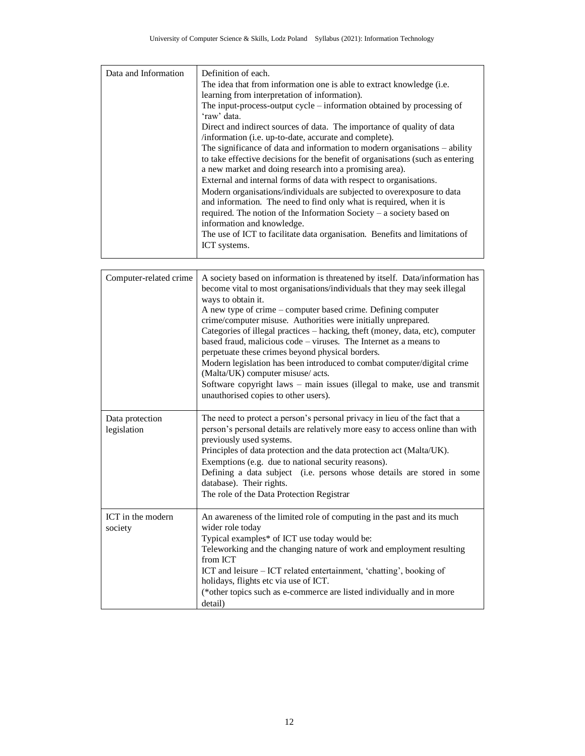| | |
|---|---|
| Data and Information | Definition of each.<br>The idea that from information one is able to extract knowledge (i.e. learning from interpretation of information).<br>The input-process-output cycle – information obtained by processing of 'raw' data.<br>Direct and indirect sources of data. The importance of quality of data /information (i.e. up-to-date, accurate and complete).<br>The significance of data and information to modern organisations – ability to take effective decisions for the benefit of organisations (such as entering a new market and doing research into a promising area).<br>External and internal forms of data with respect to organisations.<br>Modern organisations/individuals are subjected to overexposure to data and information. The need to find only what is required, when it is required. The notion of the Information Society – a society based on information and knowledge.<br>The use of ICT to facilitate data organisation. Benefits and limitations of ICT systems. |

| | |
|---|---|
| Computer-related crime | A society based on information is threatened by itself. Data/information has become vital to most organisations/individuals that they may seek illegal ways to obtain it.<br>A new type of crime – computer based crime. Defining computer crime/computer misuse. Authorities were initially unprepared.<br>Categories of illegal practices – hacking, theft (money, data, etc), computer based fraud, malicious code – viruses. The Internet as a means to perpetuate these crimes beyond physical borders.<br>Modern legislation has been introduced to combat computer/digital crime (Malta/UK) computer misuse/ acts.<br>Software copyright laws – main issues (illegal to make, use and transmit unauthorised copies to other users). |
| Data protection legislation | The need to protect a person's personal privacy in lieu of the fact that a person's personal details are relatively more easy to access online than with previously used systems.<br>Principles of data protection and the data protection act (Malta/UK).<br>Exemptions (e.g. due to national security reasons).<br>Defining a data subject (i.e. persons whose details are stored in some database). Their rights.<br>The role of the Data Protection Registrar |
| ICT in the modern society | An awareness of the limited role of computing in the past and its much wider role today<br>Typical examples* of ICT use today would be:<br>Teleworking and the changing nature of work and employment resulting from ICT<br>ICT and leisure – ICT related entertainment, 'chatting', booking of holidays, flights etc via use of ICT.<br>(*other topics such as e-commerce are listed individually and in more detail) |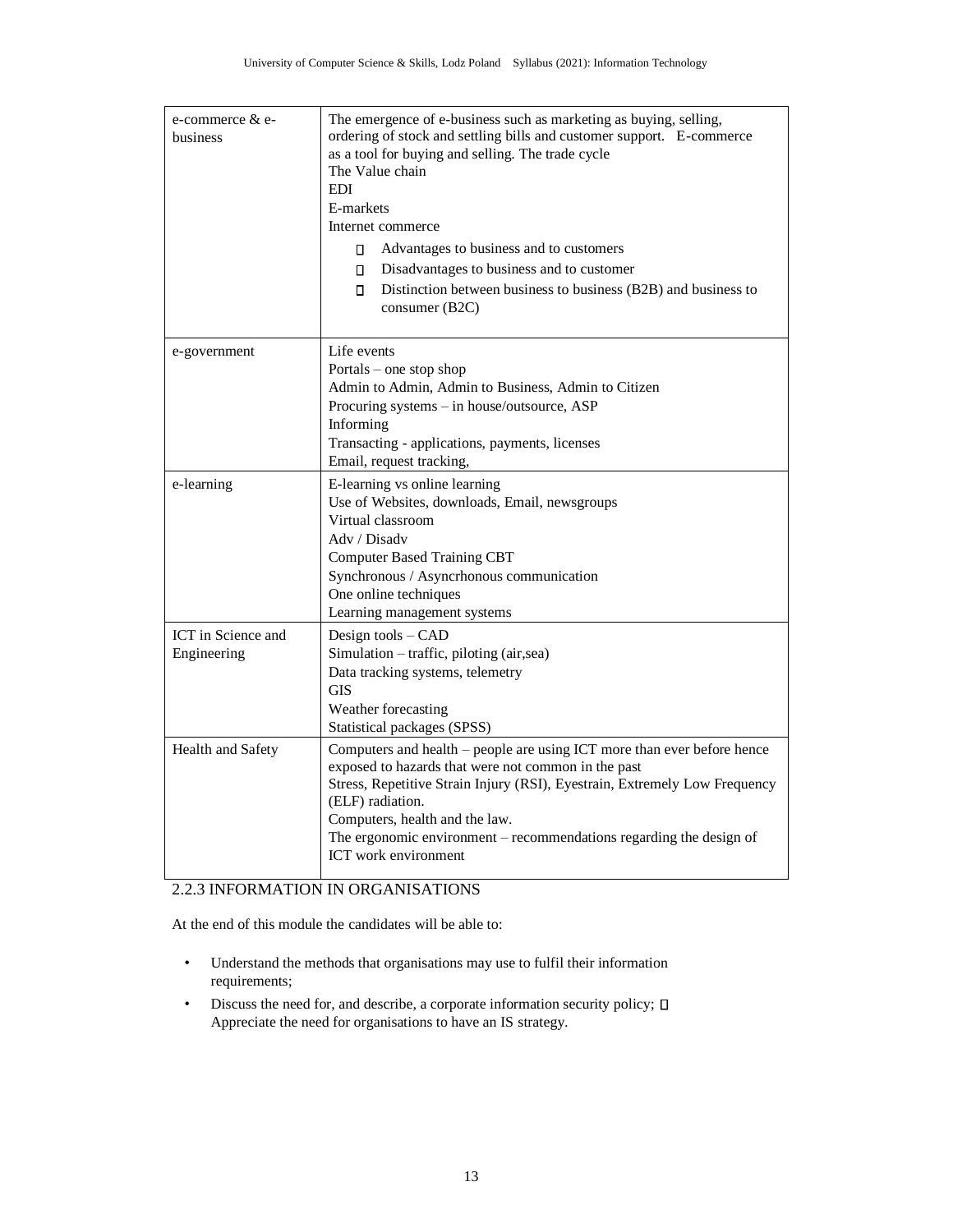| | |
|---|---|
| e-commerce & e-business | The emergence of e-business such as marketing as buying, selling, ordering of stock and settling bills and customer support. E-commerce as a tool for buying and selling. The trade cycle<br>The Value chain<br>EDI<br>E-markets<br>Internet commerce<br>- Advantages to business and to customers<br>- Disadvantages to business and to customer<br>- Distinction between business to business (B2B) and business to consumer (B2C) |
| e-government | Life events<br>Portals – one stop shop<br>Admin to Admin, Admin to Business, Admin to Citizen<br>Procuring systems – in house/outsource, ASP<br>Informing<br>Transacting - applications, payments, licenses<br>Email, request tracking, |
| e-learning | E-learning vs online learning<br>Use of Websites, downloads, Email, newsgroups<br>Virtual classroom<br>Adv / Disadv<br>Computer Based Training CBT<br>Synchronous / Asyncrhonous communication<br>One online techniques<br>Learning management systems |
| ICT in Science and Engineering | Design tools – CAD<br>Simulation – traffic, piloting (air,sea)<br>Data tracking systems, telemetry<br>GIS<br>Weather forecasting<br>Statistical packages (SPSS) |
| Health and Safety | Computers and health – people are using ICT more than ever before hence exposed to hazards that were not common in the past<br>Stress, Repetitive Strain Injury (RSI), Eyestrain, Extremely Low Frequency (ELF) radiation.<br>Computers, health and the law.<br>The ergonomic environment – recommendations regarding the design of ICT work environment |

### 2.2.3 INFORMATION IN ORGANISATIONS

At the end of this module the candidates will be able to:

- Understand the methods that organisations may use to fulfil their information requirements;
- Discuss the need for, and describe, a corporate information security policy;
- Appreciate the need for organisations to have an IS strategy.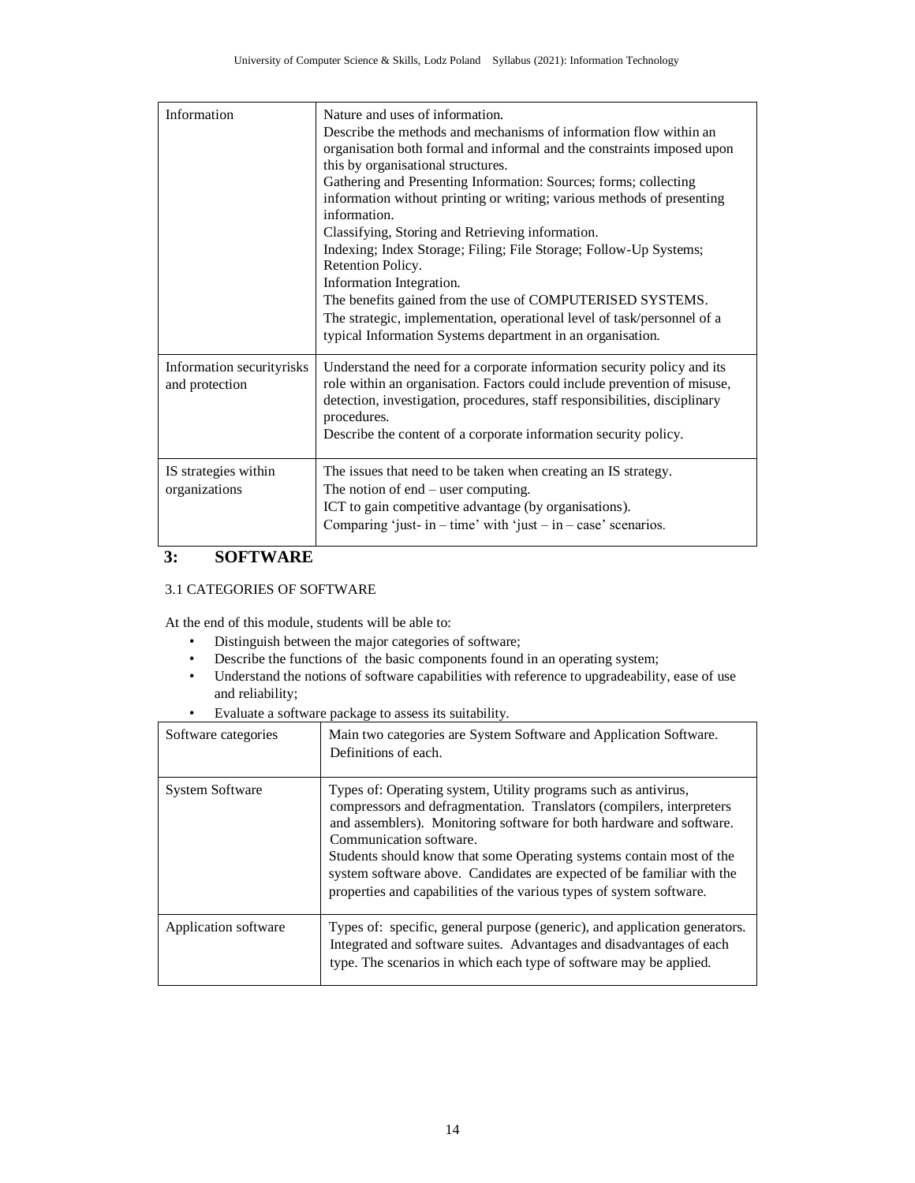| Information | Nature and uses of information.<br>Describe the methods and mechanisms of information flow within an organisation both formal and informal and the constraints imposed upon this by organisational structures.<br>Gathering and Presenting Information: Sources; forms; collecting information without printing or writing; various methods of presenting information.<br>Classifying, Storing and Retrieving information.<br>Indexing; Index Storage; Filing; File Storage; Follow-Up Systems; Retention Policy.<br>Information Integration.<br>The benefits gained from the use of COMPUTERISED SYSTEMS.<br>The strategic, implementation, operational level of task/personnel of a typical Information Systems department in an organisation. |
|---|---|
| Information securityrisks and protection | Understand the need for a corporate information security policy and its role within an organisation. Factors could include prevention of misuse, detection, investigation, procedures, staff responsibilities, disciplinary procedures.<br>Describe the content of a corporate information security policy. |
| IS strategies within organizations | The issues that need to be taken when creating an IS strategy.<br>The notion of end – user computing.<br>ICT to gain competitive advantage (by organisations).<br>Comparing 'just- in – time' with 'just – in – case' scenarios. |

## 3: SOFTWARE

3.1 CATEGORIES OF SOFTWARE

At the end of this module, students will be able to:

- Distinguish between the major categories of software;
- Describe the functions of the basic components found in an operating system;
- Understand the notions of software capabilities with reference to upgradeability, ease of use and reliability;
- Evaluate a software package to assess its suitability.

| Software categories | Main two categories are System Software and Application Software. Definitions of each. |
|---|---|
| System Software | Types of: Operating system, Utility programs such as antivirus, compressors and defragmentation. Translators (compilers, interpreters and assemblers). Monitoring software for both hardware and software. Communication software.<br>Students should know that some Operating systems contain most of the system software above. Candidates are expected of be familiar with the properties and capabilities of the various types of system software. |
| Application software | Types of: specific, general purpose (generic), and application generators. Integrated and software suites. Advantages and disadvantages of each type. The scenarios in which each type of software may be applied. |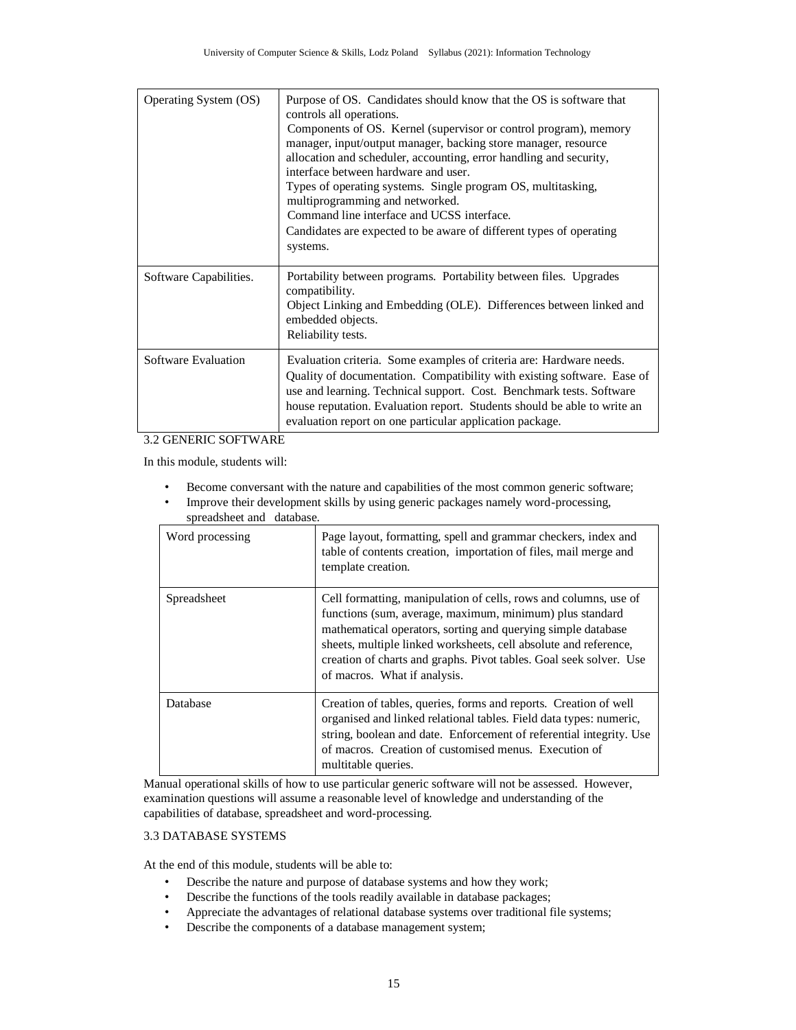| | |
|---|---|
| Operating System (OS) | Purpose of OS. Candidates should know that the OS is software that controls all operations. Components of OS. Kernel (supervisor or control program), memory manager, input/output manager, backing store manager, resource allocation and scheduler, accounting, error handling and security, interface between hardware and user. Types of operating systems. Single program OS, multitasking, multiprogramming and networked. Command line interface and UCSS interface. Candidates are expected to be aware of different types of operating systems. |
| Software Capabilities. | Portability between programs. Portability between files. Upgrades compatibility. Object Linking and Embedding (OLE). Differences between linked and embedded objects. Reliability tests. |
| Software Evaluation | Evaluation criteria. Some examples of criteria are: Hardware needs. Quality of documentation. Compatibility with existing software. Ease of use and learning. Technical support. Cost. Benchmark tests. Software house reputation. Evaluation report. Students should be able to write an evaluation report on one particular application package. |

### 3.2 GENERIC SOFTWARE

In this module, students will:

- Become conversant with the nature and capabilities of the most common generic software;
- Improve their development skills by using generic packages namely word-processing, spreadsheet and database.

| | |
|---|---|
| Word processing | Page layout, formatting, spell and grammar checkers, index and table of contents creation, importation of files, mail merge and template creation. |
| Spreadsheet | Cell formatting, manipulation of cells, rows and columns, use of functions (sum, average, maximum, minimum) plus standard mathematical operators, sorting and querying simple database sheets, multiple linked worksheets, cell absolute and reference, creation of charts and graphs. Pivot tables. Goal seek solver. Use of macros. What if analysis. |
| Database | Creation of tables, queries, forms and reports. Creation of well organised and linked relational tables. Field data types: numeric, string, boolean and date. Enforcement of referential integrity. Use of macros. Creation of customised menus. Execution of multitable queries. |

Manual operational skills of how to use particular generic software will not be assessed. However, examination questions will assume a reasonable level of knowledge and understanding of the capabilities of database, spreadsheet and word-processing.

### 3.3 DATABASE SYSTEMS

At the end of this module, students will be able to:

- Describe the nature and purpose of database systems and how they work;
- Describe the functions of the tools readily available in database packages;
- Appreciate the advantages of relational database systems over traditional file systems;
- Describe the components of a database management system;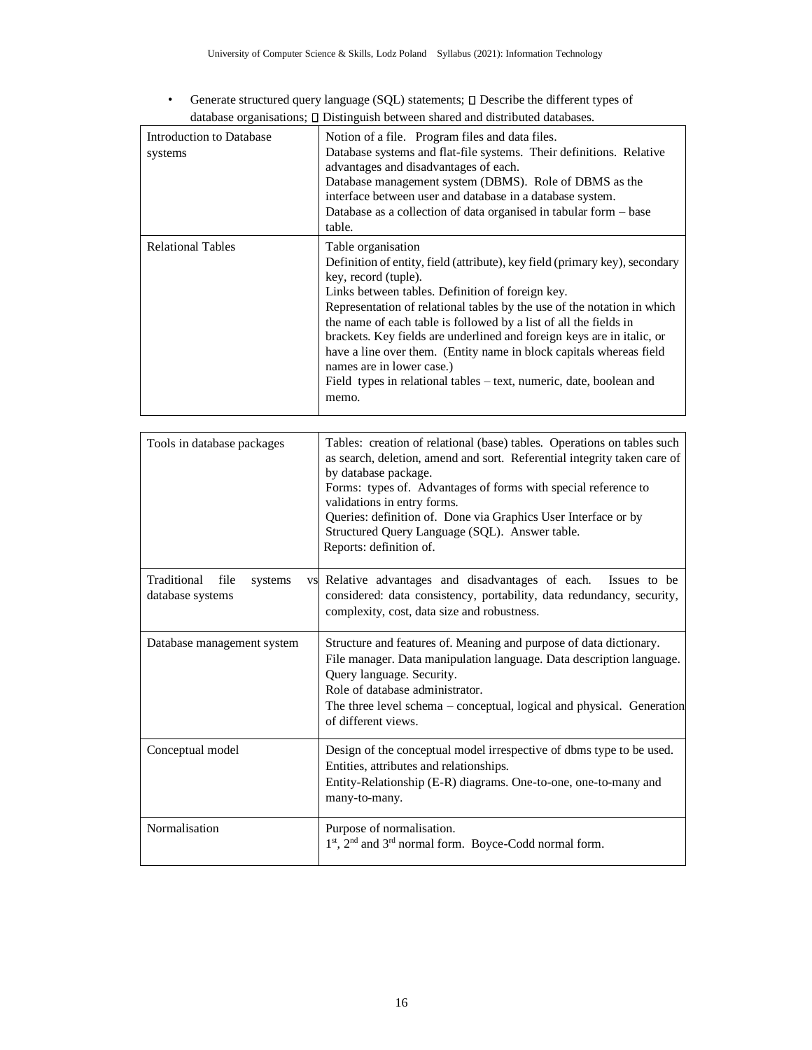- Generate structured query language (SQL) statements;  Describe the different types of database organisations;  Distinguish between shared and distributed databases.

| | |
|---|---|
| Introduction to Database systems | Notion of a file. Program files and data files. Database systems and flat-file systems. Their definitions. Relative advantages and disadvantages of each. Database management system (DBMS). Role of DBMS as the interface between user and database in a database system. Database as a collection of data organised in tabular form – base table. |
| Relational Tables | Table organisation Definition of entity, field (attribute), key field (primary key), secondary key, record (tuple). Links between tables. Definition of foreign key. Representation of relational tables by the use of the notation in which the name of each table is followed by a list of all the fields in brackets. Key fields are underlined and foreign keys are in italic, or have a line over them. (Entity name in block capitals whereas field names are in lower case.) Field types in relational tables – text, numeric, date, boolean and memo. |

| | |
|---|---|
| Tools in database packages | Tables: creation of relational (base) tables. Operations on tables such as search, deletion, amend and sort. Referential integrity taken care of by database package. Forms: types of. Advantages of forms with special reference to validations in entry forms. Queries: definition of. Done via Graphics User Interface or by Structured Query Language (SQL). Answer table. Reports: definition of. |
| Traditional file systems vs database systems | Relative advantages and disadvantages of each. Issues to be considered: data consistency, portability, data redundancy, security, complexity, cost, data size and robustness. |
| Database management system | Structure and features of. Meaning and purpose of data dictionary. File manager. Data manipulation language. Data description language. Query language. Security. Role of database administrator. The three level schema – conceptual, logical and physical. Generation of different views. |
| Conceptual model | Design of the conceptual model irrespective of dbms type to be used. Entities, attributes and relationships. Entity-Relationship (E-R) diagrams. One-to-one, one-to-many and many-to-many. |
| Normalisation | Purpose of normalisation. 1st, 2nd and 3rd normal form. Boyce-Codd normal form. |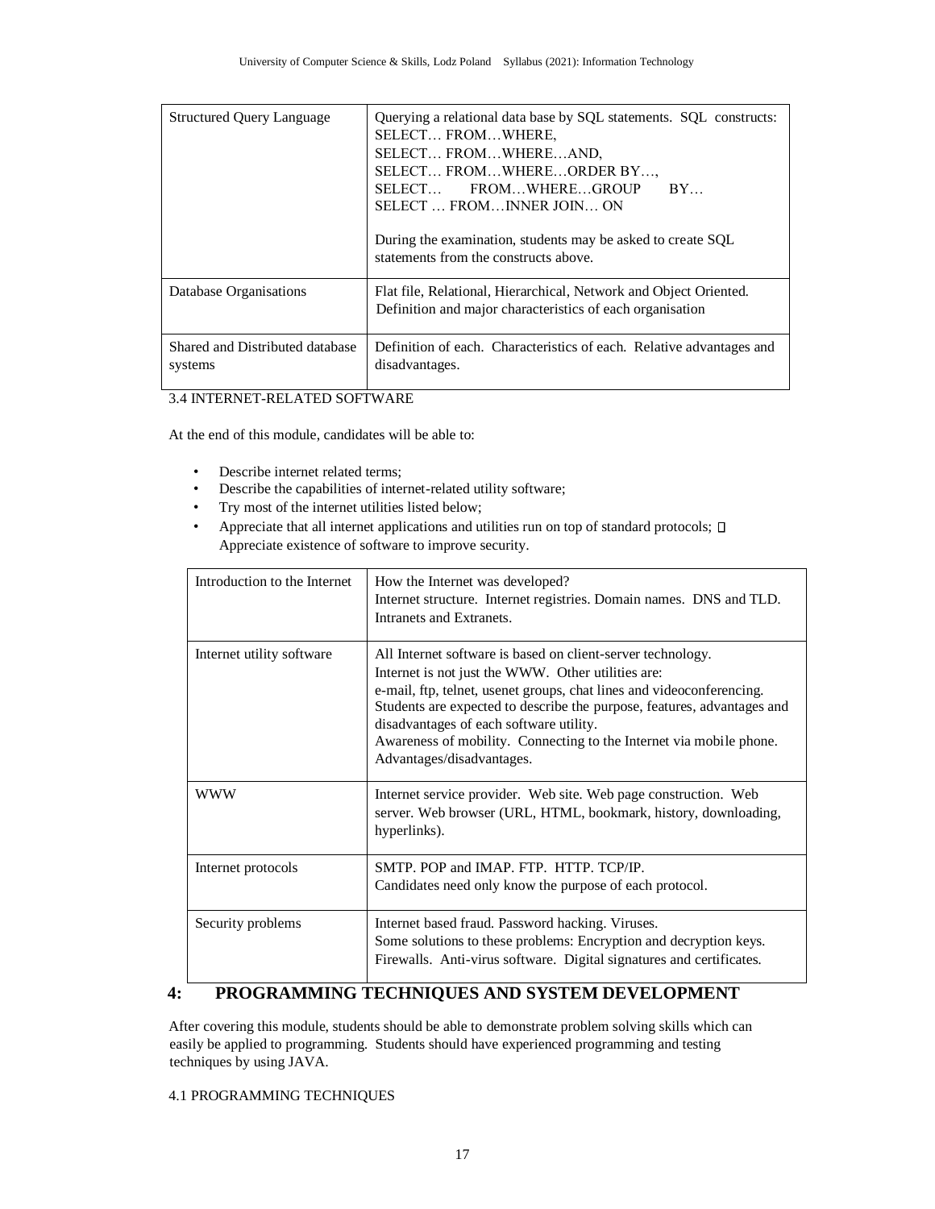| Structured Query Language | Querying a relational data base by SQL statements. SQL constructs:<br>SELECT… FROM…WHERE,<br>SELECT… FROM…WHERE…AND,<br>SELECT… FROM…WHERE…ORDER BY…,<br>SELECT… FROM…WHERE…GROUP BY…<br>SELECT … FROM…INNER JOIN… ON<br><br>During the examination, students may be asked to create SQL statements from the constructs above. |
|---|---|
| Database Organisations | Flat file, Relational, Hierarchical, Network and Object Oriented. Definition and major characteristics of each organisation |
| Shared and Distributed database systems | Definition of each. Characteristics of each. Relative advantages and disadvantages. |

3.4 INTERNET-RELATED SOFTWARE

At the end of this module, candidates will be able to:

- Describe internet related terms;
- Describe the capabilities of internet-related utility software;
- Try most of the internet utilities listed below;
- Appreciate that all internet applications and utilities run on top of standard protocols;
- Appreciate existence of software to improve security.

| Introduction to the Internet | How the Internet was developed?<br>Internet structure. Internet registries. Domain names. DNS and TLD. Intranets and Extranets. |
|---|---|
| Internet utility software | All Internet software is based on client-server technology.<br>Internet is not just the WWW. Other utilities are:<br>e-mail, ftp, telnet, usenet groups, chat lines and videoconferencing.<br>Students are expected to describe the purpose, features, advantages and disadvantages of each software utility.<br>Awareness of mobility. Connecting to the Internet via mobile phone. Advantages/disadvantages. |
| WWW | Internet service provider. Web site. Web page construction. Web server. Web browser (URL, HTML, bookmark, history, downloading, hyperlinks). |
| Internet protocols | SMTP. POP and IMAP. FTP. HTTP. TCP/IP.<br>Candidates need only know the purpose of each protocol. |
| Security problems | Internet based fraud. Password hacking. Viruses.<br>Some solutions to these problems: Encryption and decryption keys. Firewalls. Anti-virus software. Digital signatures and certificates. |

## 4: PROGRAMMING TECHNIQUES AND SYSTEM DEVELOPMENT

After covering this module, students should be able to demonstrate problem solving skills which can easily be applied to programming. Students should have experienced programming and testing techniques by using JAVA.

4.1 PROGRAMMING TECHNIQUES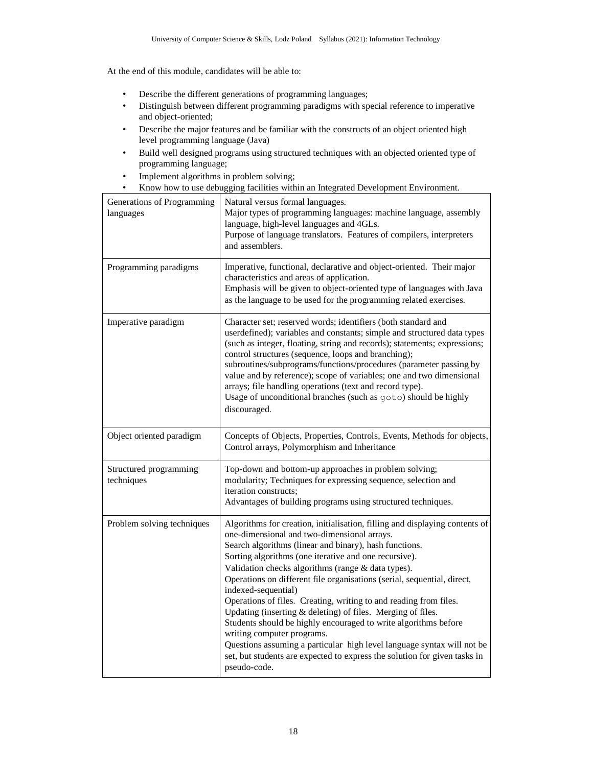At the end of this module, candidates will be able to:

- Describe the different generations of programming languages;
- Distinguish between different programming paradigms with special reference to imperative and object-oriented;
- Describe the major features and be familiar with the constructs of an object oriented high level programming language (Java)
- Build well designed programs using structured techniques with an objected oriented type of programming language;
- Implement algorithms in problem solving;
- Know how to use debugging facilities within an Integrated Development Environment.

| | |
|---|---|
| Generations of Programming languages | Natural versus formal languages.<br>Major types of programming languages: machine language, assembly language, high-level languages and 4GLs.<br>Purpose of language translators. Features of compilers, interpreters and assemblers. |
| Programming paradigms | Imperative, functional, declarative and object-oriented. Their major characteristics and areas of application.<br>Emphasis will be given to object-oriented type of languages with Java as the language to be used for the programming related exercises. |
| Imperative paradigm | Character set; reserved words; identifiers (both standard and userdefined); variables and constants; simple and structured data types (such as integer, floating, string and records); statements; expressions; control structures (sequence, loops and branching); subroutines/subprograms/functions/procedures (parameter passing by value and by reference); scope of variables; one and two dimensional arrays; file handling operations (text and record type).<br>Usage of unconditional branches (such as `goto`) should be highly discouraged. |
| Object oriented paradigm | Concepts of Objects, Properties, Controls, Events, Methods for objects, Control arrays, Polymorphism and Inheritance |
| Structured programming techniques | Top-down and bottom-up approaches in problem solving; modularity; Techniques for expressing sequence, selection and iteration constructs;<br>Advantages of building programs using structured techniques. |
| Problem solving techniques | Algorithms for creation, initialisation, filling and displaying contents of one-dimensional and two-dimensional arrays.<br>Search algorithms (linear and binary), hash functions.<br>Sorting algorithms (one iterative and one recursive).<br>Validation checks algorithms (range & data types).<br>Operations on different file organisations (serial, sequential, direct, indexed-sequential)<br>Operations of files. Creating, writing to and reading from files. Updating (inserting & deleting) of files. Merging of files.<br>Students should be highly encouraged to write algorithms before writing computer programs.<br>Questions assuming a particular high level language syntax will not be set, but students are expected to express the solution for given tasks in pseudo-code. |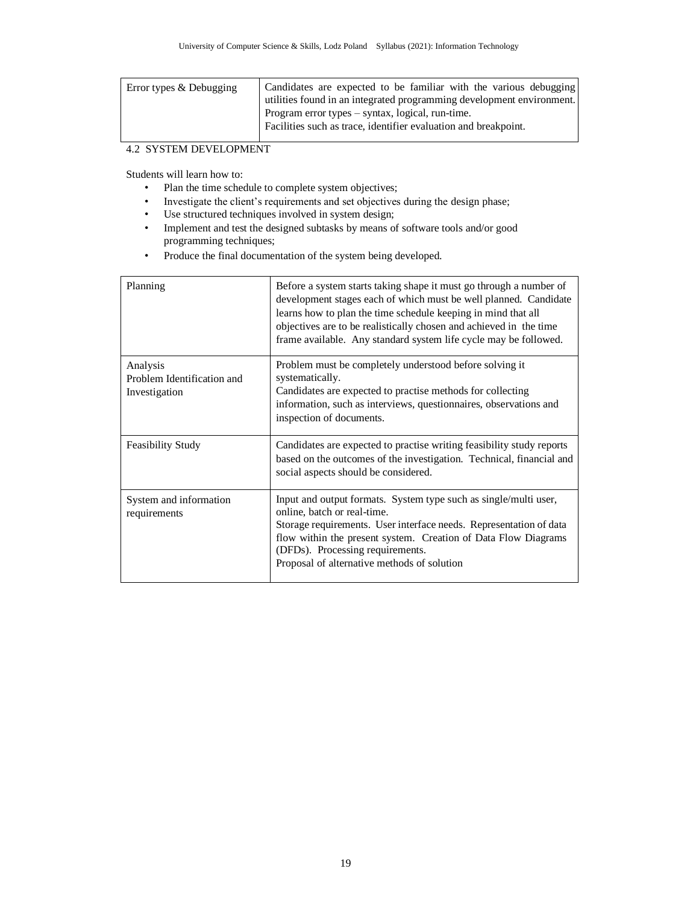| Error types & Debugging | Candidates are expected to be familiar with the various debugging utilities found in an integrated programming development environment. Program error types – syntax, logical, run-time. Facilities such as trace, identifier evaluation and breakpoint. |
|---|---|

## 4.2 SYSTEM DEVELOPMENT

Students will learn how to:

- Plan the time schedule to complete system objectives;
- Investigate the client's requirements and set objectives during the design phase;
- Use structured techniques involved in system design;
- Implement and test the designed subtasks by means of software tools and/or good programming techniques;
- Produce the final documentation of the system being developed.

| Planning | Before a system starts taking shape it must go through a number of development stages each of which must be well planned. Candidate learns how to plan the time schedule keeping in mind that all objectives are to be realistically chosen and achieved in the time frame available. Any standard system life cycle may be followed. |
|---|---|
| Analysis<br>Problem Identification and Investigation | Problem must be completely understood before solving it systematically.<br>Candidates are expected to practise methods for collecting information, such as interviews, questionnaires, observations and inspection of documents. |
| Feasibility Study | Candidates are expected to practise writing feasibility study reports based on the outcomes of the investigation. Technical, financial and social aspects should be considered. |
| System and information requirements | Input and output formats. System type such as single/multi user, online, batch or real-time.<br>Storage requirements. User interface needs. Representation of data flow within the present system. Creation of Data Flow Diagrams (DFDs). Processing requirements.<br>Proposal of alternative methods of solution |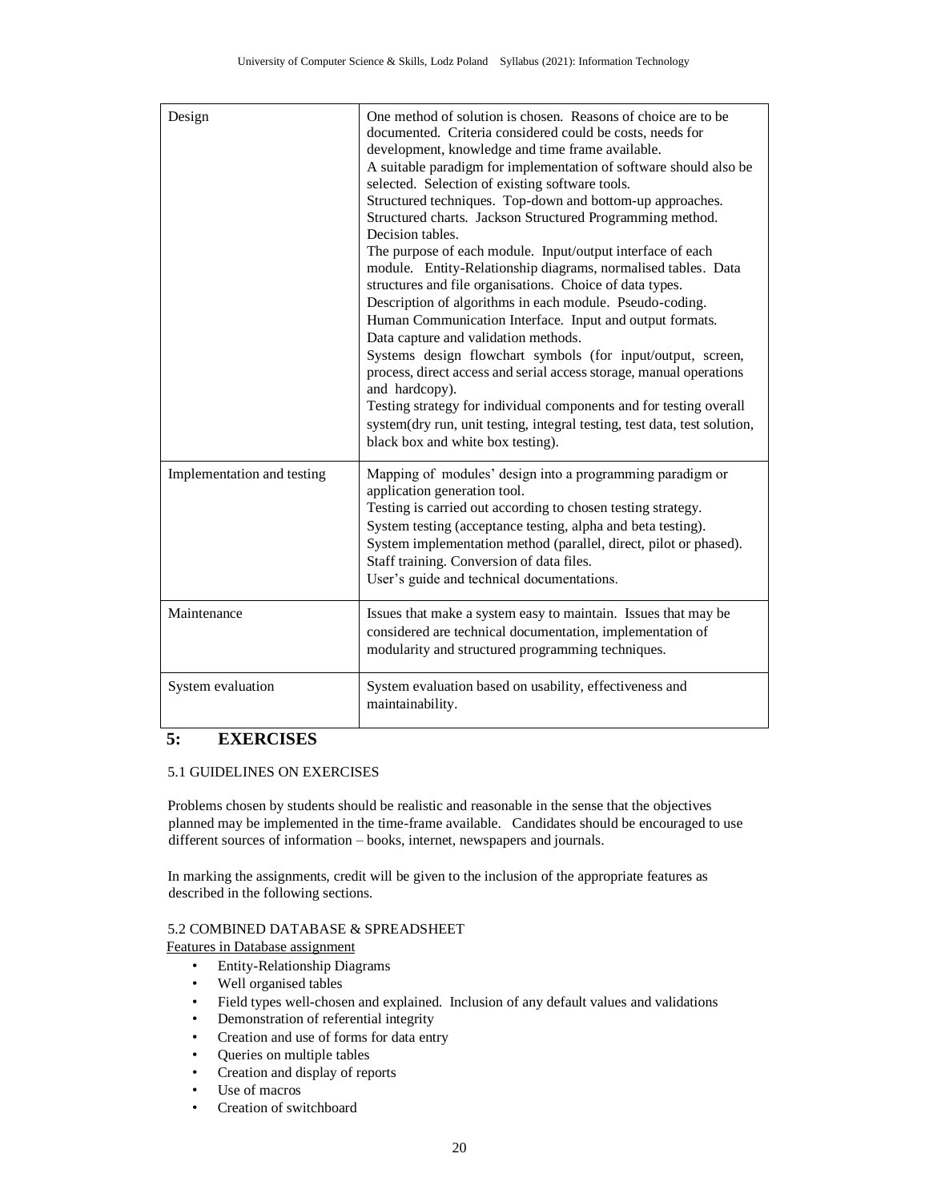| | |
|---|---|
| Design | One method of solution is chosen. Reasons of choice are to be documented. Criteria considered could be costs, needs for development, knowledge and time frame available. A suitable paradigm for implementation of software should also be selected. Selection of existing software tools. Structured techniques. Top-down and bottom-up approaches. Structured charts. Jackson Structured Programming method. Decision tables. The purpose of each module. Input/output interface of each module. Entity-Relationship diagrams, normalised tables. Data structures and file organisations. Choice of data types. Description of algorithms in each module. Pseudo-coding. Human Communication Interface. Input and output formats. Data capture and validation methods. Systems design flowchart symbols (for input/output, screen, process, direct access and serial access storage, manual operations and hardcopy). Testing strategy for individual components and for testing overall system(dry run, unit testing, integral testing, test data, test solution, black box and white box testing). |
| Implementation and testing | Mapping of modules' design into a programming paradigm or application generation tool. Testing is carried out according to chosen testing strategy. System testing (acceptance testing, alpha and beta testing). System implementation method (parallel, direct, pilot or phased). Staff training. Conversion of data files. User's guide and technical documentations. |
| Maintenance | Issues that make a system easy to maintain. Issues that may be considered are technical documentation, implementation of modularity and structured programming techniques. |
| System evaluation | System evaluation based on usability, effectiveness and maintainability. |

## 5: EXERCISES

### 5.1 GUIDELINES ON EXERCISES

Problems chosen by students should be realistic and reasonable in the sense that the objectives planned may be implemented in the time-frame available. Candidates should be encouraged to use different sources of information – books, internet, newspapers and journals.

In marking the assignments, credit will be given to the inclusion of the appropriate features as described in the following sections.

### 5.2 COMBINED DATABASE & SPREADSHEET

Features in Database assignment

- Entity-Relationship Diagrams
- Well organised tables
- Field types well-chosen and explained. Inclusion of any default values and validations
- Demonstration of referential integrity
- Creation and use of forms for data entry
- Queries on multiple tables
- Creation and display of reports
- Use of macros
- Creation of switchboard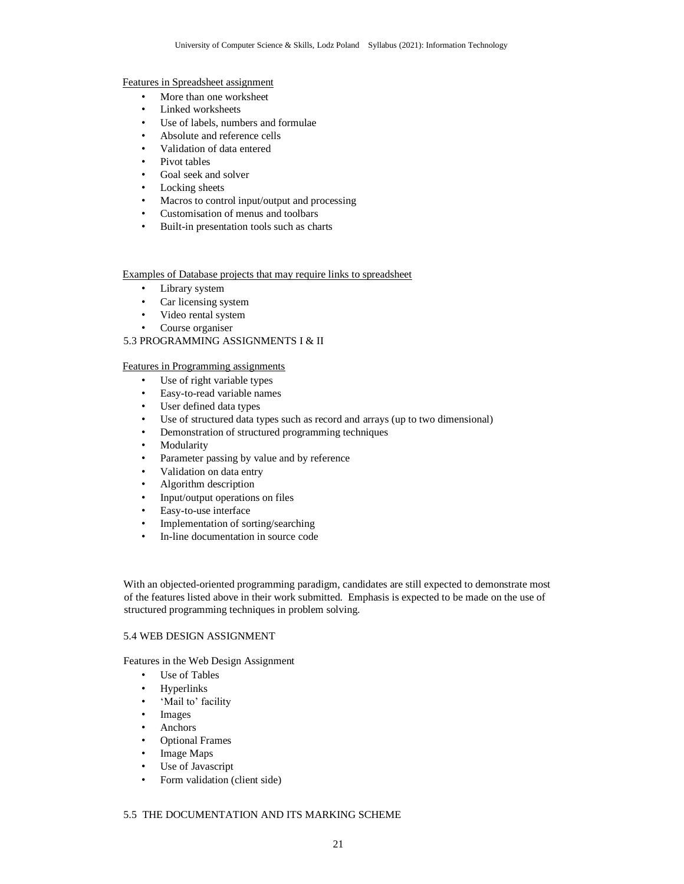<u>Features in Spreadsheet assignment</u>

- More than one worksheet
- Linked worksheets
- Use of labels, numbers and formulae
- Absolute and reference cells
- Validation of data entered
- Pivot tables
- Goal seek and solver
- Locking sheets
- Macros to control input/output and processing
- Customisation of menus and toolbars
- Built-in presentation tools such as charts

<u>Examples of Database projects that may require links to spreadsheet</u>

- Library system
- Car licensing system
- Video rental system
- Course organiser

## 5.3 PROGRAMMING ASSIGNMENTS I & II

<u>Features in Programming assignments</u>

- Use of right variable types
- Easy-to-read variable names
- User defined data types
- Use of structured data types such as record and arrays (up to two dimensional)
- Demonstration of structured programming techniques
- Modularity
- Parameter passing by value and by reference
- Validation on data entry
- Algorithm description
- Input/output operations on files
- Easy-to-use interface
- Implementation of sorting/searching
- In-line documentation in source code

With an objected-oriented programming paradigm, candidates are still expected to demonstrate most of the features listed above in their work submitted. Emphasis is expected to be made on the use of structured programming techniques in problem solving.

## 5.4 WEB DESIGN ASSIGNMENT

Features in the Web Design Assignment

- Use of Tables
- Hyperlinks
- 'Mail to' facility
- Images
- Anchors
- Optional Frames
- Image Maps
- Use of Javascript
- Form validation (client side)

## 5.5 THE DOCUMENTATION AND ITS MARKING SCHEME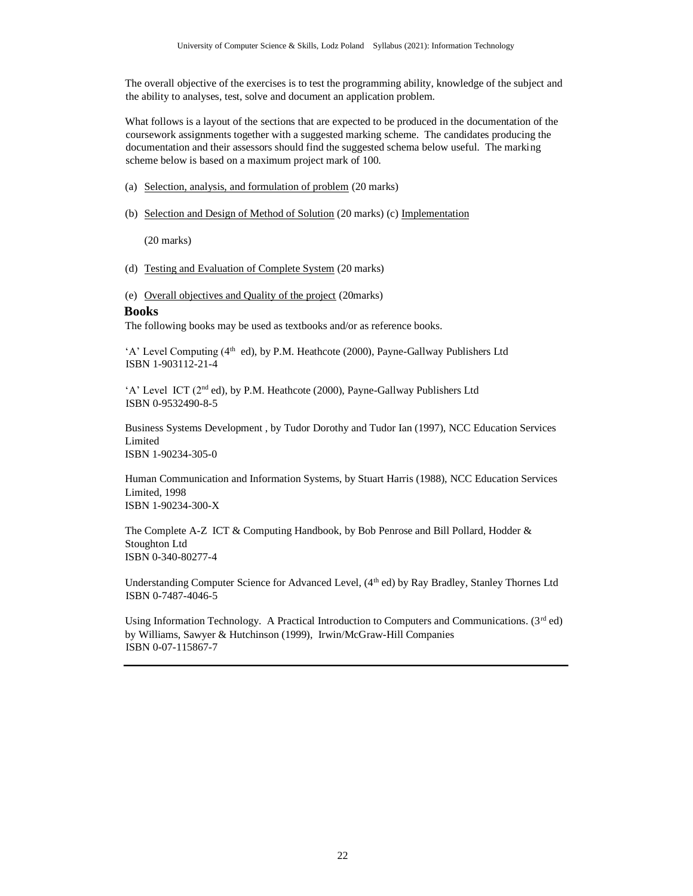The overall objective of the exercises is to test the programming ability, knowledge of the subject and the ability to analyses, test, solve and document an application problem.

What follows is a layout of the sections that are expected to be produced in the documentation of the coursework assignments together with a suggested marking scheme. The candidates producing the documentation and their assessors should find the suggested schema below useful. The marking scheme below is based on a maximum project mark of 100.

(a) Selection, analysis, and formulation of problem (20 marks)

(b) Selection and Design of Method of Solution (20 marks) (c) Implementation

(20 marks)

(d) Testing and Evaluation of Complete System (20 marks)

(e) Overall objectives and Quality of the project (20marks)

## Books

The following books may be used as textbooks and/or as reference books.

'A' Level Computing (4th ed), by P.M. Heathcote (2000), Payne-Gallway Publishers Ltd
ISBN 1-903112-21-4

'A' Level ICT (2nd ed), by P.M. Heathcote (2000), Payne-Gallway Publishers Ltd
ISBN 0-9532490-8-5

Business Systems Development , by Tudor Dorothy and Tudor Ian (1997), NCC Education Services Limited
ISBN 1-90234-305-0

Human Communication and Information Systems, by Stuart Harris (1988), NCC Education Services Limited, 1998
ISBN 1-90234-300-X

The Complete A-Z ICT & Computing Handbook, by Bob Penrose and Bill Pollard, Hodder & Stoughton Ltd
ISBN 0-340-80277-4

Understanding Computer Science for Advanced Level, (4th ed) by Ray Bradley, Stanley Thornes Ltd
ISBN 0-7487-4046-5

Using Information Technology. A Practical Introduction to Computers and Communications. (3rd ed) by Williams, Sawyer & Hutchinson (1999), Irwin/McGraw-Hill Companies
ISBN 0-07-115867-7